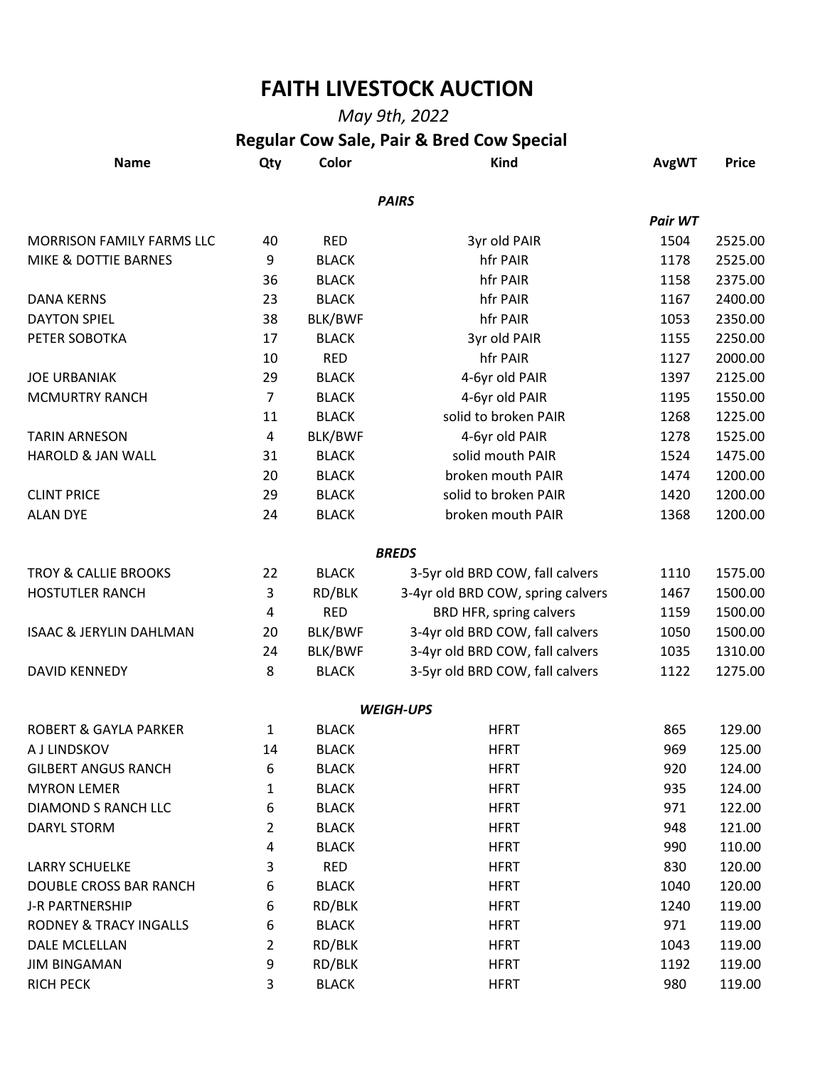# FAITH LIVESTOCK AUCTION

*May 9th, 2022*

## Regular Cow Sale, Pair & Bred Cow Special

| Name | Qty | Color | Kind | AvgWT | Price |
|---|---|---|---|---|---|
| | | | ***PAIRS*** | | |
| | | | | ***Pair WT*** | |
| MORRISON FAMILY FARMS LLC | 40 | RED | 3yr old PAIR | 1504 | 2525.00 |
| MIKE & DOTTIE BARNES | 9 | BLACK | hfr PAIR | 1178 | 2525.00 |
| | 36 | BLACK | hfr PAIR | 1158 | 2375.00 |
| DANA KERNS | 23 | BLACK | hfr PAIR | 1167 | 2400.00 |
| DAYTON SPIEL | 38 | BLK/BWF | hfr PAIR | 1053 | 2350.00 |
| PETER SOBOTKA | 17 | BLACK | 3yr old PAIR | 1155 | 2250.00 |
| | 10 | RED | hfr PAIR | 1127 | 2000.00 |
| JOE URBANIAK | 29 | BLACK | 4-6yr old PAIR | 1397 | 2125.00 |
| MCMURTRY RANCH | 7 | BLACK | 4-6yr old PAIR | 1195 | 1550.00 |
| | 11 | BLACK | solid to broken PAIR | 1268 | 1225.00 |
| TARIN ARNESON | 4 | BLK/BWF | 4-6yr old PAIR | 1278 | 1525.00 |
| HAROLD & JAN WALL | 31 | BLACK | solid mouth PAIR | 1524 | 1475.00 |
| | 20 | BLACK | broken mouth PAIR | 1474 | 1200.00 |
| CLINT PRICE | 29 | BLACK | solid to broken PAIR | 1420 | 1200.00 |
| ALAN DYE | 24 | BLACK | broken mouth PAIR | 1368 | 1200.00 |
| | | | ***BREDS*** | | |
| TROY & CALLIE BROOKS | 22 | BLACK | 3-5yr old BRD COW, fall calvers | 1110 | 1575.00 |
| HOSTUTLER RANCH | 3 | RD/BLK | 3-4yr old BRD COW, spring calvers | 1467 | 1500.00 |
| | 4 | RED | BRD HFR, spring calvers | 1159 | 1500.00 |
| ISAAC & JERYLIN DAHLMAN | 20 | BLK/BWF | 3-4yr old BRD COW, fall calvers | 1050 | 1500.00 |
| | 24 | BLK/BWF | 3-4yr old BRD COW, fall calvers | 1035 | 1310.00 |
| DAVID KENNEDY | 8 | BLACK | 3-5yr old BRD COW, fall calvers | 1122 | 1275.00 |
| | | | ***WEIGH-UPS*** | | |
| ROBERT & GAYLA PARKER | 1 | BLACK | HFRT | 865 | 129.00 |
| A J LINDSKOV | 14 | BLACK | HFRT | 969 | 125.00 |
| GILBERT ANGUS RANCH | 6 | BLACK | HFRT | 920 | 124.00 |
| MYRON LEMER | 1 | BLACK | HFRT | 935 | 124.00 |
| DIAMOND S RANCH LLC | 6 | BLACK | HFRT | 971 | 122.00 |
| DARYL STORM | 2 | BLACK | HFRT | 948 | 121.00 |
| | 4 | BLACK | HFRT | 990 | 110.00 |
| LARRY SCHUELKE | 3 | RED | HFRT | 830 | 120.00 |
| DOUBLE CROSS BAR RANCH | 6 | BLACK | HFRT | 1040 | 120.00 |
| J-R PARTNERSHIP | 6 | RD/BLK | HFRT | 1240 | 119.00 |
| RODNEY & TRACY INGALLS | 6 | BLACK | HFRT | 971 | 119.00 |
| DALE MCLELLAN | 2 | RD/BLK | HFRT | 1043 | 119.00 |
| JIM BINGAMAN | 9 | RD/BLK | HFRT | 1192 | 119.00 |
| RICH PECK | 3 | BLACK | HFRT | 980 | 119.00 |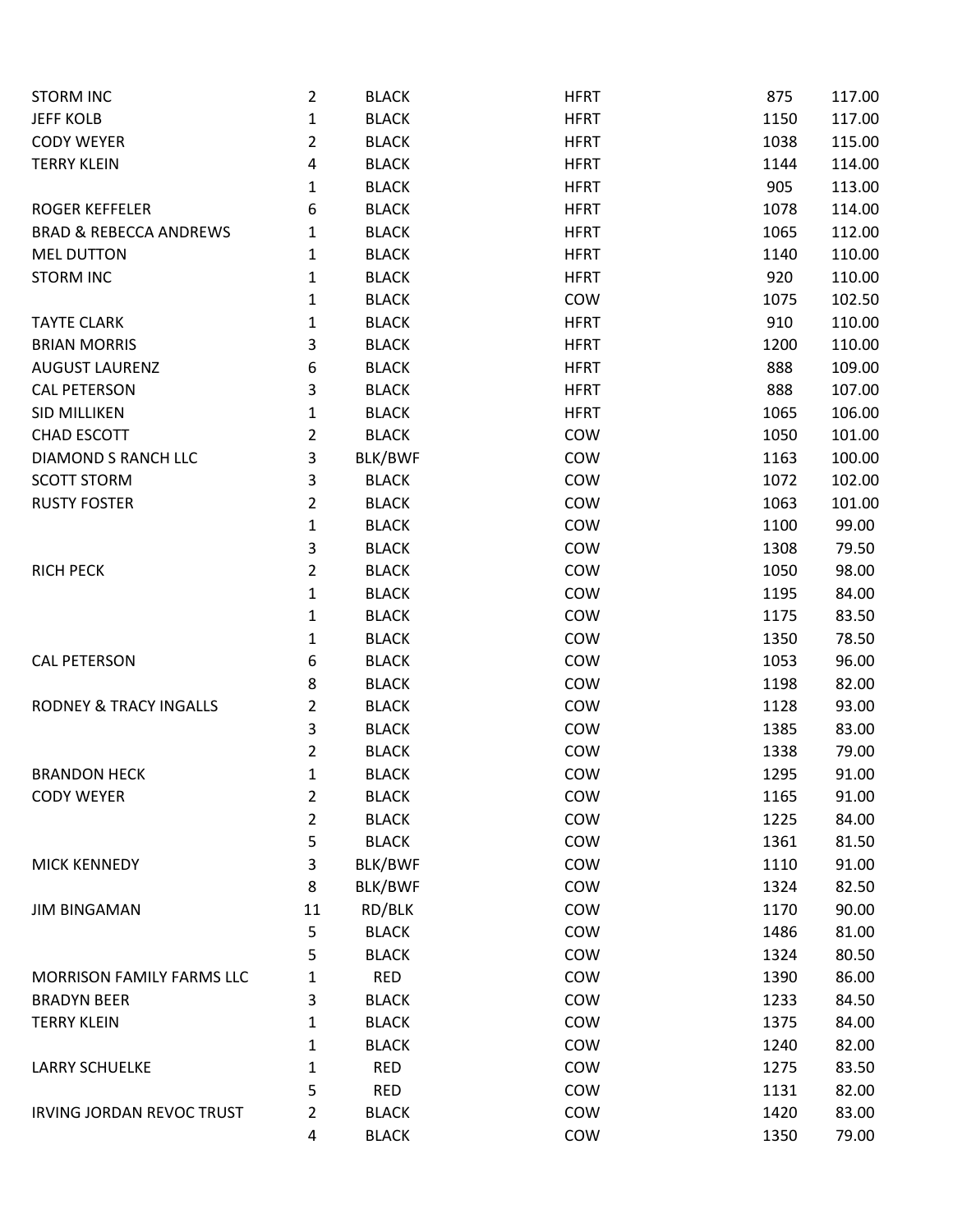| | | | | | |
|---|---|---|---|---|---|
| STORM INC | 2 | BLACK | HFRT | 875 | 117.00 |
| JEFF KOLB | 1 | BLACK | HFRT | 1150 | 117.00 |
| CODY WEYER | 2 | BLACK | HFRT | 1038 | 115.00 |
| TERRY KLEIN | 4 | BLACK | HFRT | 1144 | 114.00 |
| | 1 | BLACK | HFRT | 905 | 113.00 |
| ROGER KEFFELER | 6 | BLACK | HFRT | 1078 | 114.00 |
| BRAD & REBECCA ANDREWS | 1 | BLACK | HFRT | 1065 | 112.00 |
| MEL DUTTON | 1 | BLACK | HFRT | 1140 | 110.00 |
| STORM INC | 1 | BLACK | HFRT | 920 | 110.00 |
| | 1 | BLACK | COW | 1075 | 102.50 |
| TAYTE CLARK | 1 | BLACK | HFRT | 910 | 110.00 |
| BRIAN MORRIS | 3 | BLACK | HFRT | 1200 | 110.00 |
| AUGUST LAURENZ | 6 | BLACK | HFRT | 888 | 109.00 |
| CAL PETERSON | 3 | BLACK | HFRT | 888 | 107.00 |
| SID MILLIKEN | 1 | BLACK | HFRT | 1065 | 106.00 |
| CHAD ESCOTT | 2 | BLACK | COW | 1050 | 101.00 |
| DIAMOND S RANCH LLC | 3 | BLK/BWF | COW | 1163 | 100.00 |
| SCOTT STORM | 3 | BLACK | COW | 1072 | 102.00 |
| RUSTY FOSTER | 2 | BLACK | COW | 1063 | 101.00 |
| | 1 | BLACK | COW | 1100 | 99.00 |
| | 3 | BLACK | COW | 1308 | 79.50 |
| RICH PECK | 2 | BLACK | COW | 1050 | 98.00 |
| | 1 | BLACK | COW | 1195 | 84.00 |
| | 1 | BLACK | COW | 1175 | 83.50 |
| | 1 | BLACK | COW | 1350 | 78.50 |
| CAL PETERSON | 6 | BLACK | COW | 1053 | 96.00 |
| | 8 | BLACK | COW | 1198 | 82.00 |
| RODNEY & TRACY INGALLS | 2 | BLACK | COW | 1128 | 93.00 |
| | 3 | BLACK | COW | 1385 | 83.00 |
| | 2 | BLACK | COW | 1338 | 79.00 |
| BRANDON HECK | 1 | BLACK | COW | 1295 | 91.00 |
| CODY WEYER | 2 | BLACK | COW | 1165 | 91.00 |
| | 2 | BLACK | COW | 1225 | 84.00 |
| | 5 | BLACK | COW | 1361 | 81.50 |
| MICK KENNEDY | 3 | BLK/BWF | COW | 1110 | 91.00 |
| | 8 | BLK/BWF | COW | 1324 | 82.50 |
| JIM BINGAMAN | 11 | RD/BLK | COW | 1170 | 90.00 |
| | 5 | BLACK | COW | 1486 | 81.00 |
| | 5 | BLACK | COW | 1324 | 80.50 |
| MORRISON FAMILY FARMS LLC | 1 | RED | COW | 1390 | 86.00 |
| BRADYN BEER | 3 | BLACK | COW | 1233 | 84.50 |
| TERRY KLEIN | 1 | BLACK | COW | 1375 | 84.00 |
| | 1 | BLACK | COW | 1240 | 82.00 |
| LARRY SCHUELKE | 1 | RED | COW | 1275 | 83.50 |
| | 5 | RED | COW | 1131 | 82.00 |
| IRVING JORDAN REVOC TRUST | 2 | BLACK | COW | 1420 | 83.00 |
| | 4 | BLACK | COW | 1350 | 79.00 |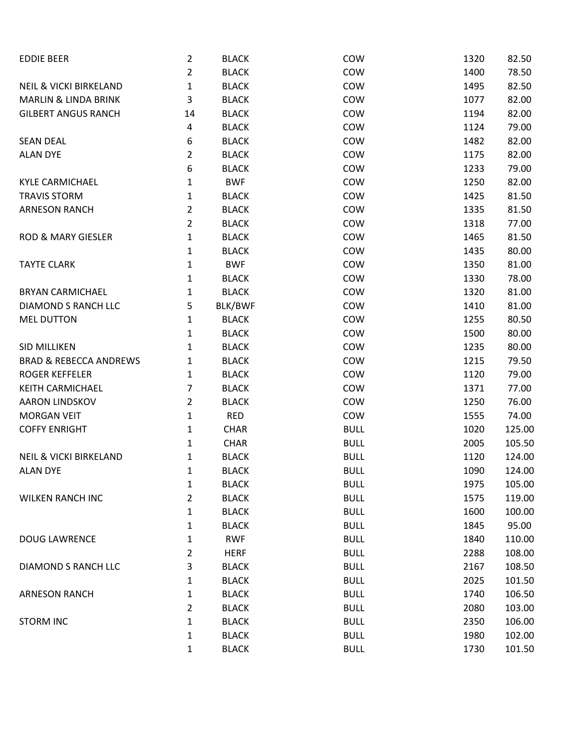| | | | | | |
|---|---|---|---|---|---|
| EDDIE BEER | 2 | BLACK | COW | 1320 | 82.50 |
| | 2 | BLACK | COW | 1400 | 78.50 |
| NEIL & VICKI BIRKELAND | 1 | BLACK | COW | 1495 | 82.50 |
| MARLIN & LINDA BRINK | 3 | BLACK | COW | 1077 | 82.00 |
| GILBERT ANGUS RANCH | 14 | BLACK | COW | 1194 | 82.00 |
| | 4 | BLACK | COW | 1124 | 79.00 |
| SEAN DEAL | 6 | BLACK | COW | 1482 | 82.00 |
| ALAN DYE | 2 | BLACK | COW | 1175 | 82.00 |
| | 6 | BLACK | COW | 1233 | 79.00 |
| KYLE CARMICHAEL | 1 | BWF | COW | 1250 | 82.00 |
| TRAVIS STORM | 1 | BLACK | COW | 1425 | 81.50 |
| ARNESON RANCH | 2 | BLACK | COW | 1335 | 81.50 |
| | 2 | BLACK | COW | 1318 | 77.00 |
| ROD & MARY GIESLER | 1 | BLACK | COW | 1465 | 81.50 |
| | 1 | BLACK | COW | 1435 | 80.00 |
| TAYTE CLARK | 1 | BWF | COW | 1350 | 81.00 |
| | 1 | BLACK | COW | 1330 | 78.00 |
| BRYAN CARMICHAEL | 1 | BLACK | COW | 1320 | 81.00 |
| DIAMOND S RANCH LLC | 5 | BLK/BWF | COW | 1410 | 81.00 |
| MEL DUTTON | 1 | BLACK | COW | 1255 | 80.50 |
| | 1 | BLACK | COW | 1500 | 80.00 |
| SID MILLIKEN | 1 | BLACK | COW | 1235 | 80.00 |
| BRAD & REBECCA ANDREWS | 1 | BLACK | COW | 1215 | 79.50 |
| ROGER KEFFELER | 1 | BLACK | COW | 1120 | 79.00 |
| KEITH CARMICHAEL | 7 | BLACK | COW | 1371 | 77.00 |
| AARON LINDSKOV | 2 | BLACK | COW | 1250 | 76.00 |
| MORGAN VEIT | 1 | RED | COW | 1555 | 74.00 |
| COFFY ENRIGHT | 1 | CHAR | BULL | 1020 | 125.00 |
| | 1 | CHAR | BULL | 2005 | 105.50 |
| NEIL & VICKI BIRKELAND | 1 | BLACK | BULL | 1120 | 124.00 |
| ALAN DYE | 1 | BLACK | BULL | 1090 | 124.00 |
| | 1 | BLACK | BULL | 1975 | 105.00 |
| WILKEN RANCH INC | 2 | BLACK | BULL | 1575 | 119.00 |
| | 1 | BLACK | BULL | 1600 | 100.00 |
| | 1 | BLACK | BULL | 1845 | 95.00 |
| DOUG LAWRENCE | 1 | RWF | BULL | 1840 | 110.00 |
| | 2 | HERF | BULL | 2288 | 108.00 |
| DIAMOND S RANCH LLC | 3 | BLACK | BULL | 2167 | 108.50 |
| | 1 | BLACK | BULL | 2025 | 101.50 |
| ARNESON RANCH | 1 | BLACK | BULL | 1740 | 106.50 |
| | 2 | BLACK | BULL | 2080 | 103.00 |
| STORM INC | 1 | BLACK | BULL | 2350 | 106.00 |
| | 1 | BLACK | BULL | 1980 | 102.00 |
| | 1 | BLACK | BULL | 1730 | 101.50 |